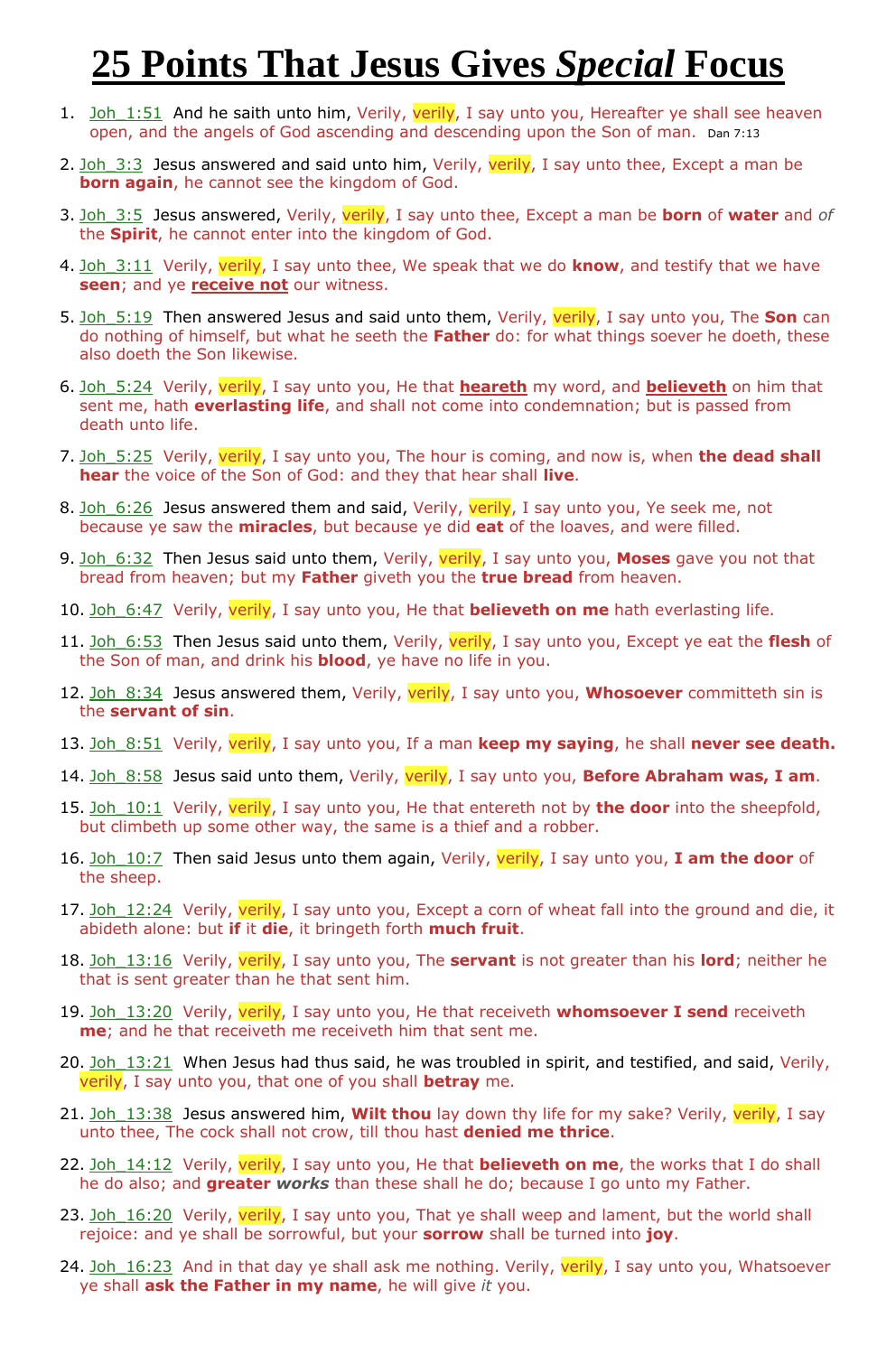# 25 Points That Jesus Gives *Special* Focus

1. Joh_1:51 And he saith unto him, Verily, verily, I say unto you, Hereafter ye shall see heaven open, and the angels of God ascending and descending upon the Son of man. Dan 7:13

2. Joh_3:3 Jesus answered and said unto him, Verily, verily, I say unto thee, Except a man be **born again**, he cannot see the kingdom of God.

3. Joh_3:5 Jesus answered, Verily, verily, I say unto thee, Except a man be **born** of **water** and *of* the **Spirit**, he cannot enter into the kingdom of God.

4. Joh_3:11 Verily, verily, I say unto thee, We speak that we do **know**, and testify that we have **seen**; and ye **receive not** our witness.

5. Joh_5:19 Then answered Jesus and said unto them, Verily, verily, I say unto you, The **Son** can do nothing of himself, but what he seeth the **Father** do: for what things soever he doeth, these also doeth the Son likewise.

6. Joh_5:24 Verily, verily, I say unto you, He that **heareth** my word, and **believeth** on him that sent me, hath **everlasting life**, and shall not come into condemnation; but is passed from death unto life.

7. Joh_5:25 Verily, verily, I say unto you, The hour is coming, and now is, when **the dead shall hear** the voice of the Son of God: and they that hear shall **live**.

8. Joh_6:26 Jesus answered them and said, Verily, verily, I say unto you, Ye seek me, not because ye saw the **miracles**, but because ye did **eat** of the loaves, and were filled.

9. Joh_6:32 Then Jesus said unto them, Verily, verily, I say unto you, **Moses** gave you not that bread from heaven; but my **Father** giveth you the **true bread** from heaven.

10. Joh_6:47 Verily, verily, I say unto you, He that **believeth on me** hath everlasting life.

11. Joh_6:53 Then Jesus said unto them, Verily, verily, I say unto you, Except ye eat the **flesh** of the Son of man, and drink his **blood**, ye have no life in you.

12. Joh_8:34 Jesus answered them, Verily, verily, I say unto you, **Whosoever** committeth sin is the **servant of sin**.

13. Joh_8:51 Verily, verily, I say unto you, If a man **keep my saying**, he shall **never see death.**

14. Joh_8:58 Jesus said unto them, Verily, verily, I say unto you, **Before Abraham was, I am**.

15. Joh_10:1 Verily, verily, I say unto you, He that entereth not by **the door** into the sheepfold, but climbeth up some other way, the same is a thief and a robber.

16. Joh_10:7 Then said Jesus unto them again, Verily, verily, I say unto you, **I am the door** of the sheep.

17. Joh_12:24 Verily, verily, I say unto you, Except a corn of wheat fall into the ground and die, it abideth alone: but **if** it **die**, it bringeth forth **much fruit**.

18. Joh_13:16 Verily, verily, I say unto you, The **servant** is not greater than his **lord**; neither he that is sent greater than he that sent him.

19. Joh_13:20 Verily, verily, I say unto you, He that receiveth **whomsoever I send** receiveth **me**; and he that receiveth me receiveth him that sent me.

20. Joh_13:21 When Jesus had thus said, he was troubled in spirit, and testified, and said, Verily, verily, I say unto you, that one of you shall **betray** me.

21. Joh_13:38 Jesus answered him, **Wilt thou** lay down thy life for my sake? Verily, verily, I say unto thee, The cock shall not crow, till thou hast **denied me thrice**.

22. Joh_14:12 Verily, verily, I say unto you, He that **believeth on me**, the works that I do shall he do also; and **greater *works*** than these shall he do; because I go unto my Father.

23. Joh_16:20 Verily, verily, I say unto you, That ye shall weep and lament, but the world shall rejoice: and ye shall be sorrowful, but your **sorrow** shall be turned into **joy**.

24. Joh_16:23 And in that day ye shall ask me nothing. Verily, verily, I say unto you, Whatsoever ye shall **ask the Father in my name**, he will give *it* you.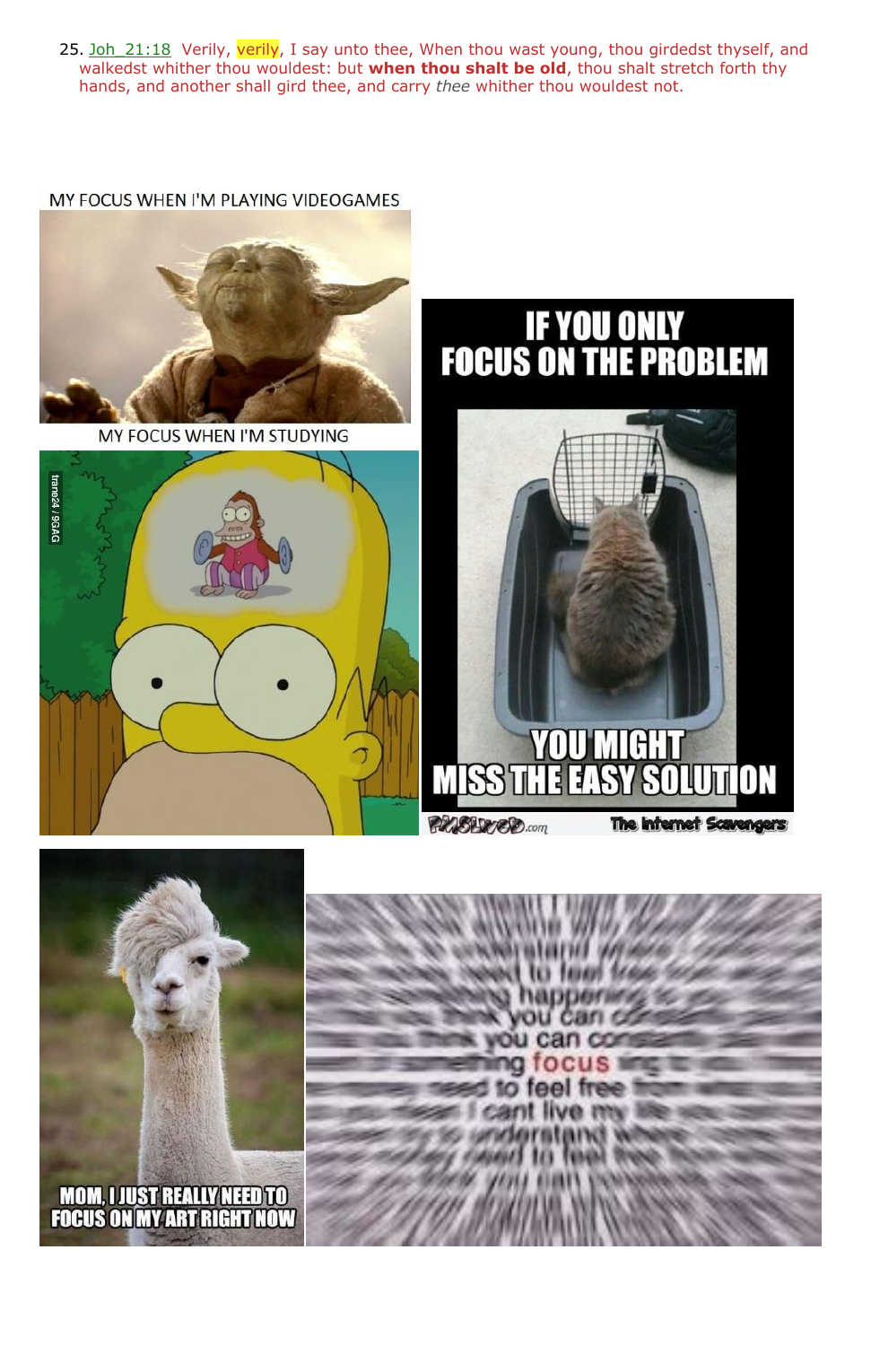25. Joh_21:18 Verily, verily, I say unto thee, When thou wast young, thou girdedst thyself, and walkedst whither thou wouldest: but **when thou shalt be old**, thou shalt stretch forth thy hands, and another shall gird thee, and carry *thee* whither thou wouldest not.

MY FOCUS WHEN I'M PLAYING VIDEOGAMES

MY FOCUS WHEN I'M STUDYING